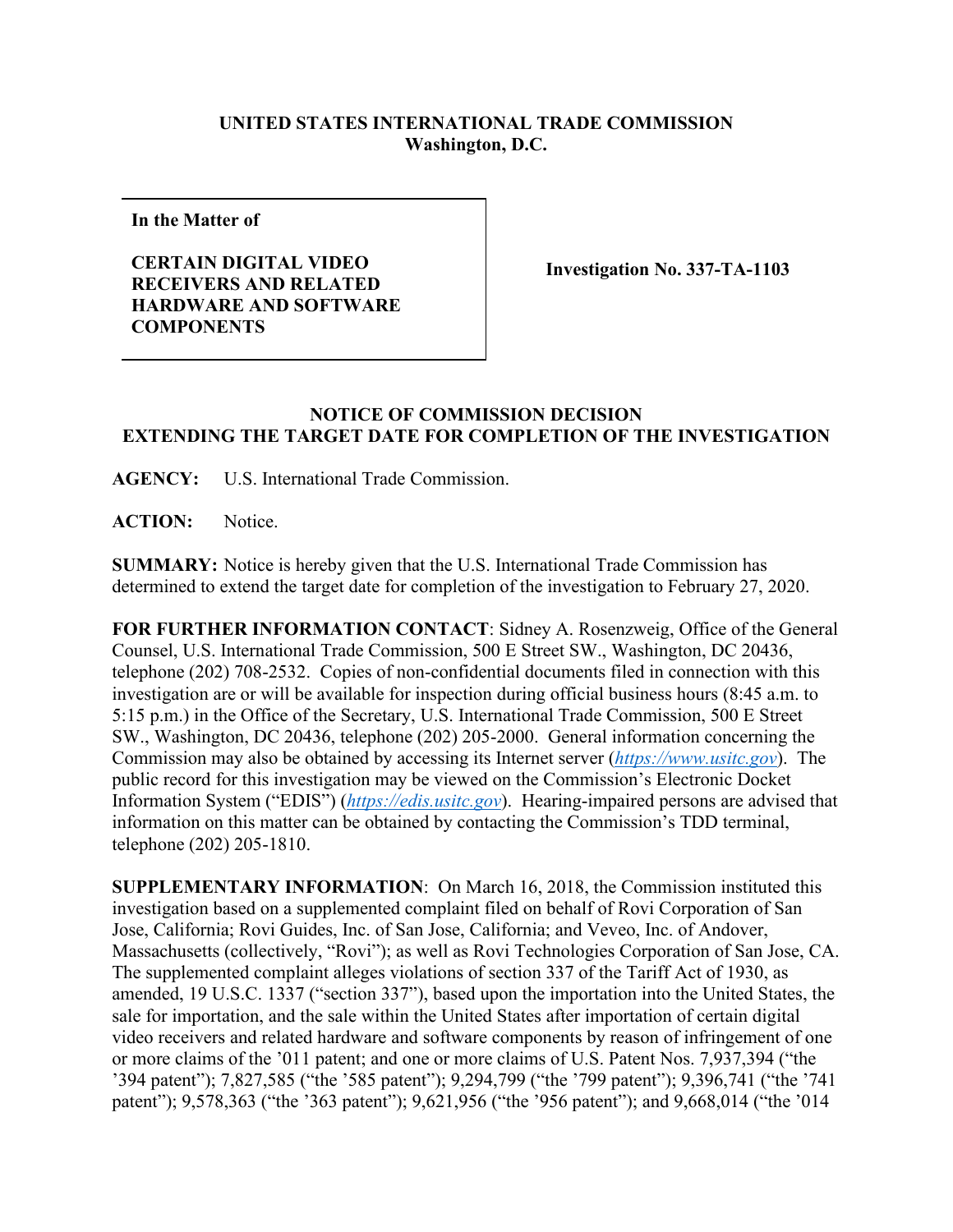**UNITED STATES INTERNATIONAL TRADE COMMISSION**
**Washington, D.C.**

| In the Matter of<br><br>**CERTAIN DIGITAL VIDEO RECEIVERS AND RELATED HARDWARE AND SOFTWARE COMPONENTS** | **Investigation No. 337-TA-1103** |
|---|---|

## NOTICE OF COMMISSION DECISION EXTENDING THE TARGET DATE FOR COMPLETION OF THE INVESTIGATION

**AGENCY:** U.S. International Trade Commission.

**ACTION:** Notice.

**SUMMARY:** Notice is hereby given that the U.S. International Trade Commission has determined to extend the target date for completion of the investigation to February 27, 2020.

**FOR FURTHER INFORMATION CONTACT**: Sidney A. Rosenzweig, Office of the General Counsel, U.S. International Trade Commission, 500 E Street SW., Washington, DC 20436, telephone (202) 708-2532. Copies of non-confidential documents filed in connection with this investigation are or will be available for inspection during official business hours (8:45 a.m. to 5:15 p.m.) in the Office of the Secretary, U.S. International Trade Commission, 500 E Street SW., Washington, DC 20436, telephone (202) 205-2000. General information concerning the Commission may also be obtained by accessing its Internet server (*https://www.usitc.gov*). The public record for this investigation may be viewed on the Commission's Electronic Docket Information System ("EDIS") (*https://edis.usitc.gov*). Hearing-impaired persons are advised that information on this matter can be obtained by contacting the Commission's TDD terminal, telephone (202) 205-1810.

**SUPPLEMENTARY INFORMATION**: On March 16, 2018, the Commission instituted this investigation based on a supplemented complaint filed on behalf of Rovi Corporation of San Jose, California; Rovi Guides, Inc. of San Jose, California; and Veveo, Inc. of Andover, Massachusetts (collectively, "Rovi"); as well as Rovi Technologies Corporation of San Jose, CA. The supplemented complaint alleges violations of section 337 of the Tariff Act of 1930, as amended, 19 U.S.C. 1337 ("section 337"), based upon the importation into the United States, the sale for importation, and the sale within the United States after importation of certain digital video receivers and related hardware and software components by reason of infringement of one or more claims of the '011 patent; and one or more claims of U.S. Patent Nos. 7,937,394 ("the '394 patent"); 7,827,585 ("the '585 patent"); 9,294,799 ("the '799 patent"); 9,396,741 ("the '741 patent"); 9,578,363 ("the '363 patent"); 9,621,956 ("the '956 patent"); and 9,668,014 ("the '014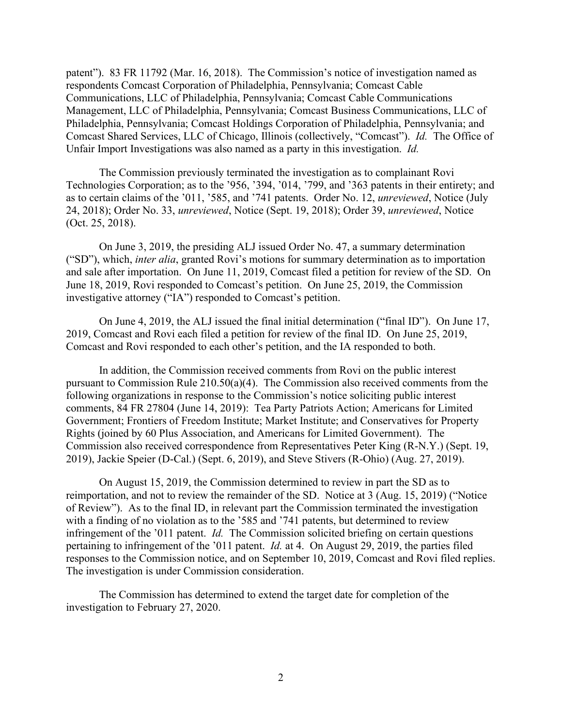patent"). 83 FR 11792 (Mar. 16, 2018). The Commission's notice of investigation named as respondents Comcast Corporation of Philadelphia, Pennsylvania; Comcast Cable Communications, LLC of Philadelphia, Pennsylvania; Comcast Cable Communications Management, LLC of Philadelphia, Pennsylvania; Comcast Business Communications, LLC of Philadelphia, Pennsylvania; Comcast Holdings Corporation of Philadelphia, Pennsylvania; and Comcast Shared Services, LLC of Chicago, Illinois (collectively, "Comcast"). *Id.* The Office of Unfair Import Investigations was also named as a party in this investigation. *Id.*

The Commission previously terminated the investigation as to complainant Rovi Technologies Corporation; as to the '956, '394, '014, '799, and '363 patents in their entirety; and as to certain claims of the '011, '585, and '741 patents. Order No. 12, *unreviewed*, Notice (July 24, 2018); Order No. 33, *unreviewed*, Notice (Sept. 19, 2018); Order 39, *unreviewed*, Notice (Oct. 25, 2018).

On June 3, 2019, the presiding ALJ issued Order No. 47, a summary determination ("SD"), which, *inter alia*, granted Rovi's motions for summary determination as to importation and sale after importation. On June 11, 2019, Comcast filed a petition for review of the SD. On June 18, 2019, Rovi responded to Comcast's petition. On June 25, 2019, the Commission investigative attorney ("IA") responded to Comcast's petition.

On June 4, 2019, the ALJ issued the final initial determination ("final ID"). On June 17, 2019, Comcast and Rovi each filed a petition for review of the final ID. On June 25, 2019, Comcast and Rovi responded to each other's petition, and the IA responded to both.

In addition, the Commission received comments from Rovi on the public interest pursuant to Commission Rule 210.50(a)(4). The Commission also received comments from the following organizations in response to the Commission's notice soliciting public interest comments, 84 FR 27804 (June 14, 2019): Tea Party Patriots Action; Americans for Limited Government; Frontiers of Freedom Institute; Market Institute; and Conservatives for Property Rights (joined by 60 Plus Association, and Americans for Limited Government). The Commission also received correspondence from Representatives Peter King (R-N.Y.) (Sept. 19, 2019), Jackie Speier (D-Cal.) (Sept. 6, 2019), and Steve Stivers (R-Ohio) (Aug. 27, 2019).

On August 15, 2019, the Commission determined to review in part the SD as to reimportation, and not to review the remainder of the SD. Notice at 3 (Aug. 15, 2019) ("Notice of Review"). As to the final ID, in relevant part the Commission terminated the investigation with a finding of no violation as to the '585 and '741 patents, but determined to review infringement of the '011 patent. *Id.* The Commission solicited briefing on certain questions pertaining to infringement of the '011 patent. *Id.* at 4. On August 29, 2019, the parties filed responses to the Commission notice, and on September 10, 2019, Comcast and Rovi filed replies. The investigation is under Commission consideration.

The Commission has determined to extend the target date for completion of the investigation to February 27, 2020.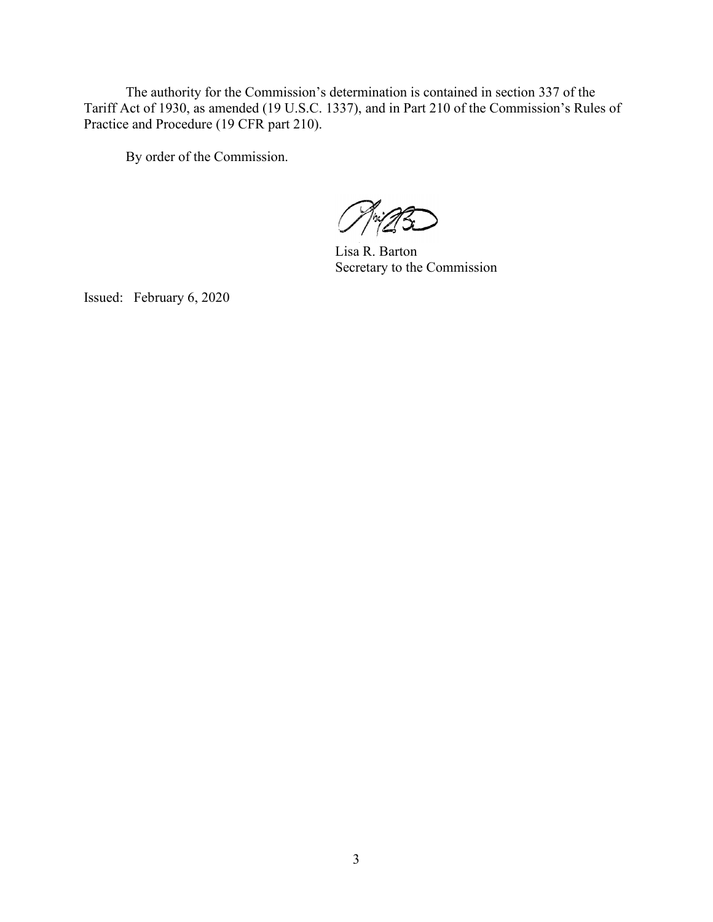The authority for the Commission's determination is contained in section 337 of the Tariff Act of 1930, as amended (19 U.S.C. 1337), and in Part 210 of the Commission's Rules of Practice and Procedure (19 CFR part 210).

By order of the Commission.

Lisa R. Barton
Secretary to the Commission

Issued: February 6, 2020